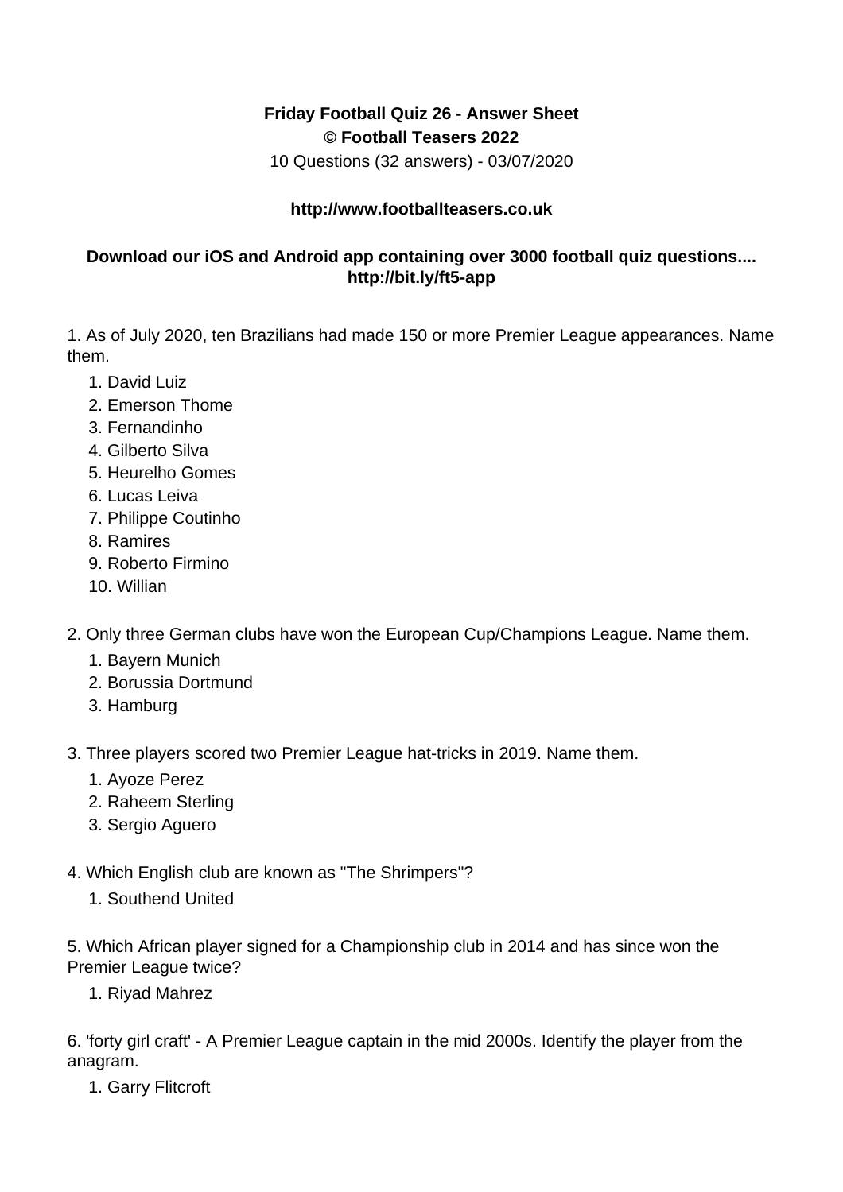**Friday Football Quiz 26 - Answer Sheet**
**© Football Teasers 2022**
10 Questions (32 answers) - 03/07/2020

**http://www.footballteasers.co.uk**

**Download our iOS and Android app containing over 3000 football quiz questions.... http://bit.ly/ft5-app**

1. As of July 2020, ten Brazilians had made 150 or more Premier League appearances. Name them.

    1. David Luiz
    2. Emerson Thome
    3. Fernandinho
    4. Gilberto Silva
    5. Heurelho Gomes
    6. Lucas Leiva
    7. Philippe Coutinho
    8. Ramires
    9. Roberto Firmino
    10. Willian

2. Only three German clubs have won the European Cup/Champions League. Name them.

    1. Bayern Munich
    2. Borussia Dortmund
    3. Hamburg

3. Three players scored two Premier League hat-tricks in 2019. Name them.

    1. Ayoze Perez
    2. Raheem Sterling
    3. Sergio Aguero

4. Which English club are known as "The Shrimpers"?

    1. Southend United

5. Which African player signed for a Championship club in 2014 and has since won the Premier League twice?

    1. Riyad Mahrez

6. 'forty girl craft' - A Premier League captain in the mid 2000s. Identify the player from the anagram.

    1. Garry Flitcroft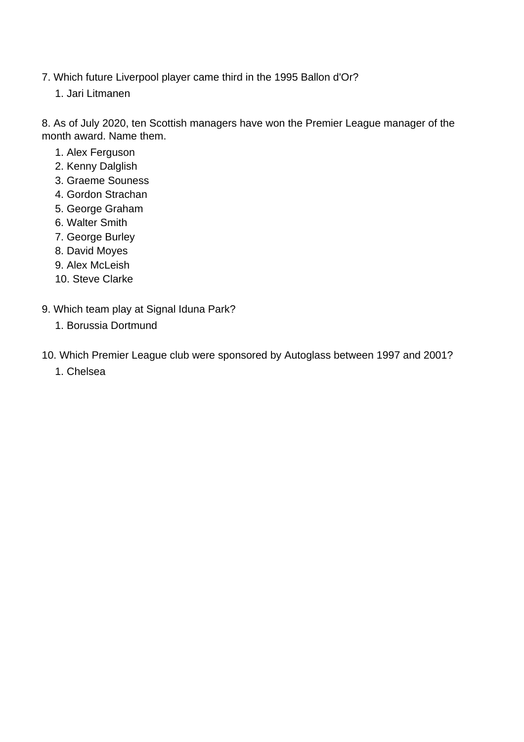7. Which future Liverpool player came third in the 1995 Ballon d'Or?

    1. Jari Litmanen

8. As of July 2020, ten Scottish managers have won the Premier League manager of the month award. Name them.

    1. Alex Ferguson
    2. Kenny Dalglish
    3. Graeme Souness
    4. Gordon Strachan
    5. George Graham
    6. Walter Smith
    7. George Burley
    8. David Moyes
    9. Alex McLeish
    10. Steve Clarke

9. Which team play at Signal Iduna Park?

    1. Borussia Dortmund

10. Which Premier League club were sponsored by Autoglass between 1997 and 2001?

    1. Chelsea